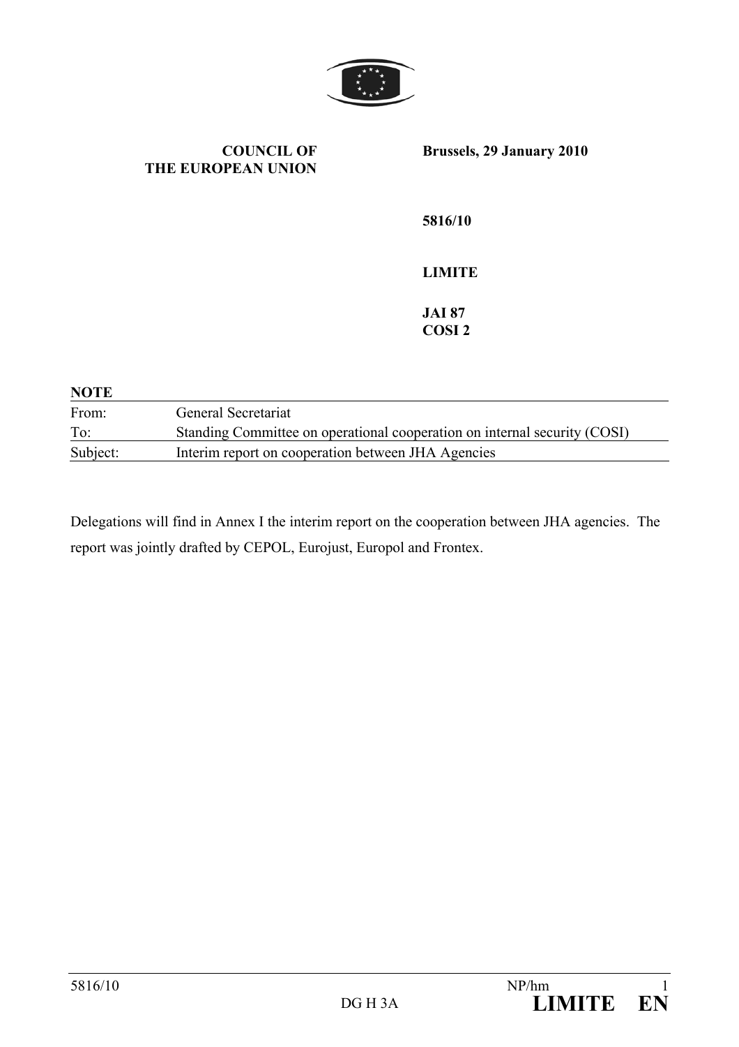**COUNCIL OF THE EUROPEAN UNION**

**Brussels, 29 January 2010**

**5816/10**

**LIMITE**

**JAI 87**
**COSI 2**

**NOTE**

| | |
|---|---|
| From: | General Secretariat |
| To: | Standing Committee on operational cooperation on internal security (COSI) |
| Subject: | Interim report on cooperation between JHA Agencies |

Delegations will find in Annex I the interim report on the cooperation between JHA agencies. The report was jointly drafted by CEPOL, Eurojust, Europol and Frontex.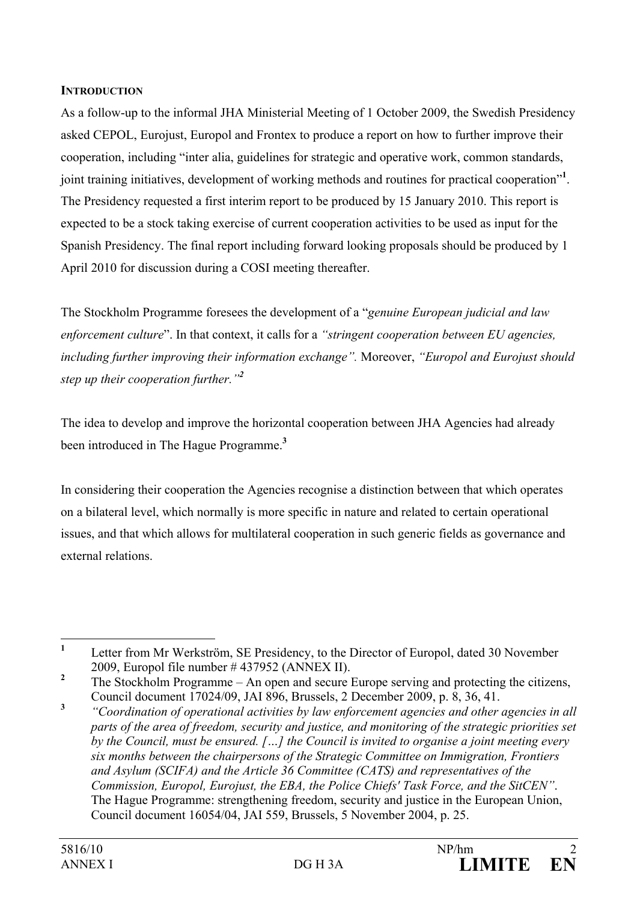**INTRODUCTION**

As a follow-up to the informal JHA Ministerial Meeting of 1 October 2009, the Swedish Presidency asked CEPOL, Eurojust, Europol and Frontex to produce a report on how to further improve their cooperation, including "inter alia, guidelines for strategic and operative work, common standards, joint training initiatives, development of working methods and routines for practical cooperation"[1]. The Presidency requested a first interim report to be produced by 15 January 2010. This report is expected to be a stock taking exercise of current cooperation activities to be used as input for the Spanish Presidency. The final report including forward looking proposals should be produced by 1 April 2010 for discussion during a COSI meeting thereafter.

The Stockholm Programme foresees the development of a "*genuine European judicial and law enforcement culture*". In that context, it calls for a *"stringent cooperation between EU agencies, including further improving their information exchange".* Moreover, *"Europol and Eurojust should step up their cooperation further."*[2]

The idea to develop and improve the horizontal cooperation between JHA Agencies had already been introduced in The Hague Programme.[3]

In considering their cooperation the Agencies recognise a distinction between that which operates on a bilateral level, which normally is more specific in nature and related to certain operational issues, and that which allows for multilateral cooperation in such generic fields as governance and external relations.

---

[1] Letter from Mr Werkström, SE Presidency, to the Director of Europol, dated 30 November 2009, Europol file number # 437952 (ANNEX II).

[2] The Stockholm Programme – An open and secure Europe serving and protecting the citizens, Council document 17024/09, JAI 896, Brussels, 2 December 2009, p. 8, 36, 41.

[3] *"Coordination of operational activities by law enforcement agencies and other agencies in all parts of the area of freedom, security and justice, and monitoring of the strategic priorities set by the Council, must be ensured. […] the Council is invited to organise a joint meeting every six months between the chairpersons of the Strategic Committee on Immigration, Frontiers and Asylum (SCIFA) and the Article 36 Committee (CATS) and representatives of the Commission, Europol, Eurojust, the EBA, the Police Chiefs' Task Force, and the SitCEN".* The Hague Programme: strengthening freedom, security and justice in the European Union, Council document 16054/04, JAI 559, Brussels, 5 November 2004, p. 25.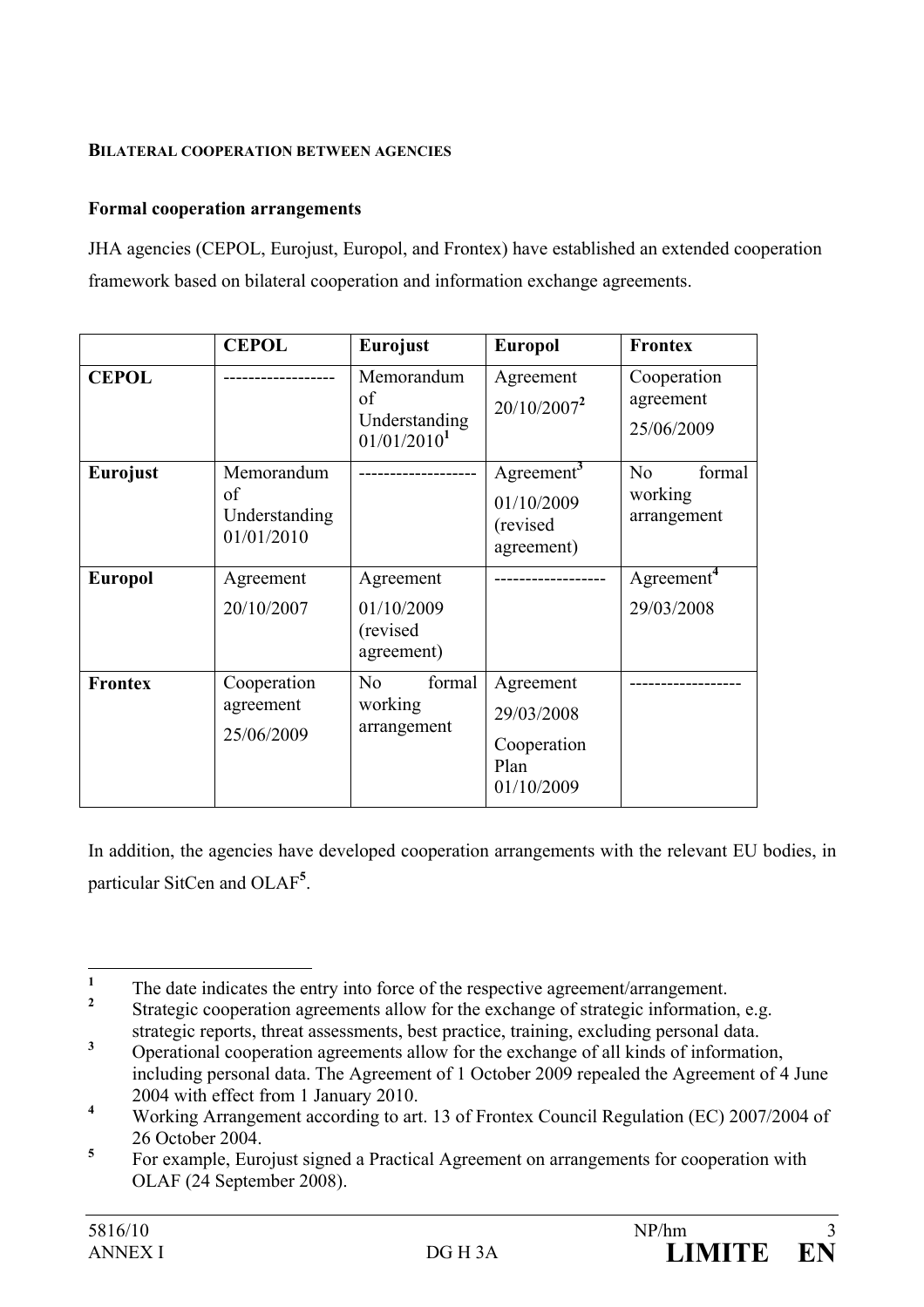**BILATERAL COOPERATION BETWEEN AGENCIES**

**Formal cooperation arrangements**

JHA agencies (CEPOL, Eurojust, Europol, and Frontex) have established an extended cooperation framework based on bilateral cooperation and information exchange agreements.

| | **CEPOL** | **Eurojust** | **Europol** | **Frontex** |
|---|---|---|---|---|
| **CEPOL** | ------------------ | Memorandum of Understanding 01/01/2010[1] | Agreement 20/10/2007[2] | Cooperation agreement 25/06/2009 |
| **Eurojust** | Memorandum of Understanding 01/01/2010 | ------------------- | Agreement[3] 01/10/2009 (revised agreement) | No formal working arrangement |
| **Europol** | Agreement 20/10/2007 | Agreement 01/10/2009 (revised agreement) | ------------------ | Agreement[4] 29/03/2008 |
| **Frontex** | Cooperation agreement 25/06/2009 | No formal working arrangement | Agreement 29/03/2008 Cooperation Plan 01/10/2009 | ------------------ |

In addition, the agencies have developed cooperation arrangements with the relevant EU bodies, in particular SitCen and OLAF[5].

---

[1] The date indicates the entry into force of the respective agreement/arrangement.

[2] Strategic cooperation agreements allow for the exchange of strategic information, e.g. strategic reports, threat assessments, best practice, training, excluding personal data.

[3] Operational cooperation agreements allow for the exchange of all kinds of information, including personal data. The Agreement of 1 October 2009 repealed the Agreement of 4 June 2004 with effect from 1 January 2010.

[4] Working Arrangement according to art. 13 of Frontex Council Regulation (EC) 2007/2004 of 26 October 2004.

[5] For example, Eurojust signed a Practical Agreement on arrangements for cooperation with OLAF (24 September 2008).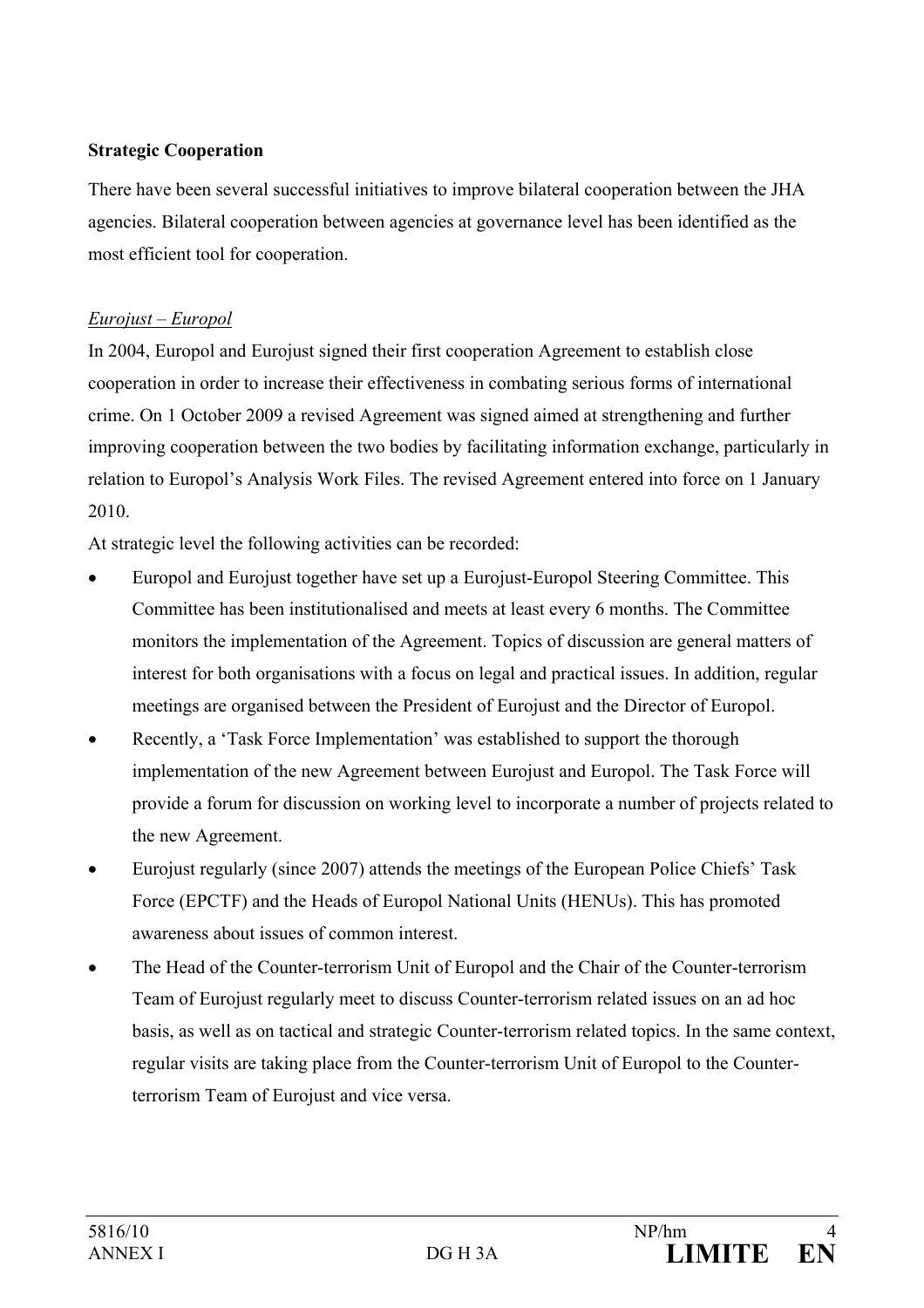**Strategic Cooperation**

There have been several successful initiatives to improve bilateral cooperation between the JHA agencies. Bilateral cooperation between agencies at governance level has been identified as the most efficient tool for cooperation.

*Eurojust – Europol*

In 2004, Europol and Eurojust signed their first cooperation Agreement to establish close cooperation in order to increase their effectiveness in combating serious forms of international crime. On 1 October 2009 a revised Agreement was signed aimed at strengthening and further improving cooperation between the two bodies by facilitating information exchange, particularly in relation to Europol's Analysis Work Files. The revised Agreement entered into force on 1 January 2010.

At strategic level the following activities can be recorded:

- Europol and Eurojust together have set up a Eurojust-Europol Steering Committee. This Committee has been institutionalised and meets at least every 6 months. The Committee monitors the implementation of the Agreement. Topics of discussion are general matters of interest for both organisations with a focus on legal and practical issues. In addition, regular meetings are organised between the President of Eurojust and the Director of Europol.
- Recently, a 'Task Force Implementation' was established to support the thorough implementation of the new Agreement between Eurojust and Europol. The Task Force will provide a forum for discussion on working level to incorporate a number of projects related to the new Agreement.
- Eurojust regularly (since 2007) attends the meetings of the European Police Chiefs' Task Force (EPCTF) and the Heads of Europol National Units (HENUs). This has promoted awareness about issues of common interest.
- The Head of the Counter-terrorism Unit of Europol and the Chair of the Counter-terrorism Team of Eurojust regularly meet to discuss Counter-terrorism related issues on an ad hoc basis, as well as on tactical and strategic Counter-terrorism related topics. In the same context, regular visits are taking place from the Counter-terrorism Unit of Europol to the Counter-terrorism Team of Eurojust and vice versa.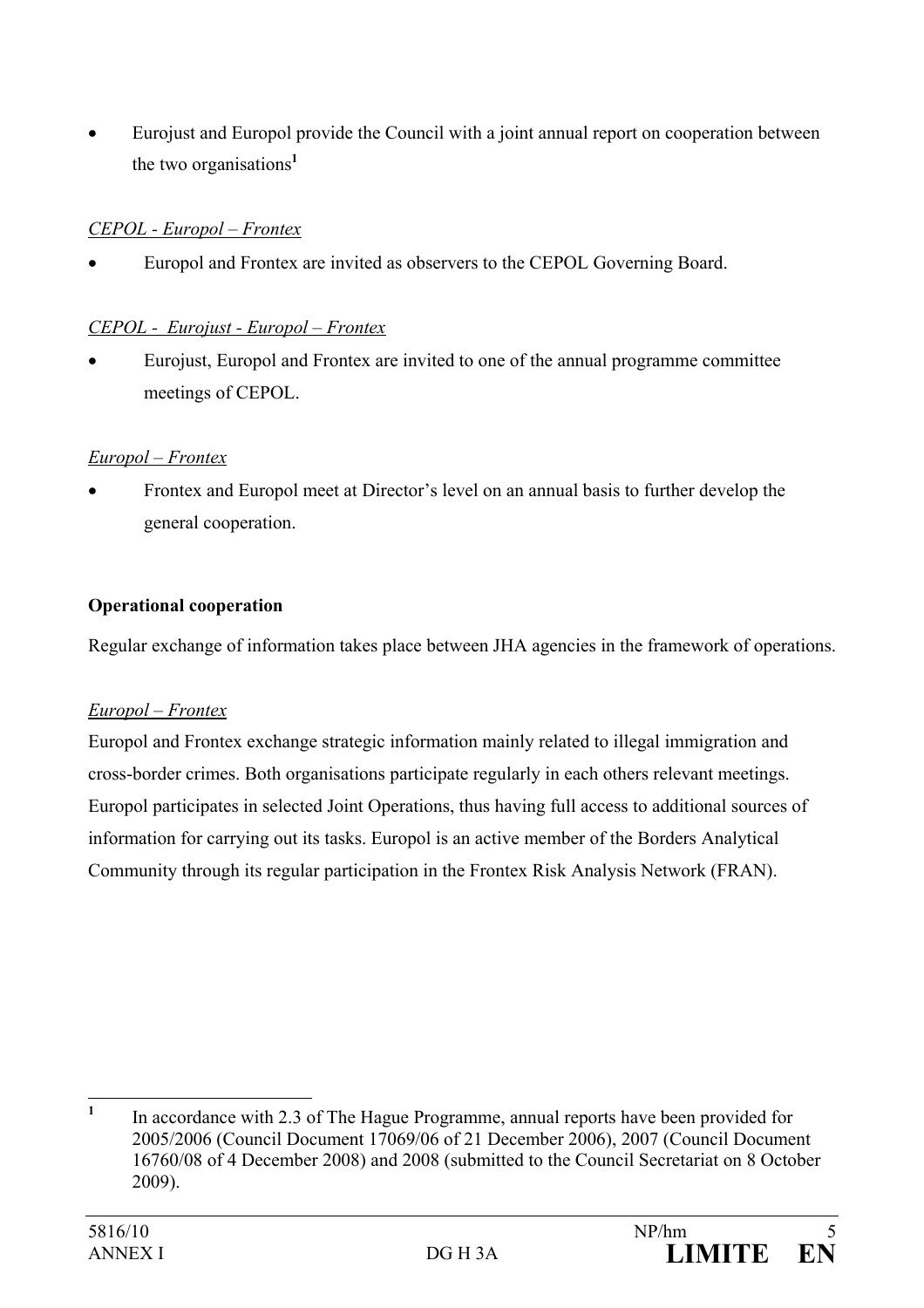- Eurojust and Europol provide the Council with a joint annual report on cooperation between the two organisations[1]

*CEPOL - Europol – Frontex*

- Europol and Frontex are invited as observers to the CEPOL Governing Board.

*CEPOL - Eurojust - Europol – Frontex*

- Eurojust, Europol and Frontex are invited to one of the annual programme committee meetings of CEPOL.

*Europol – Frontex*

- Frontex and Europol meet at Director's level on an annual basis to further develop the general cooperation.

**Operational cooperation**

Regular exchange of information takes place between JHA agencies in the framework of operations.

*Europol – Frontex*

Europol and Frontex exchange strategic information mainly related to illegal immigration and cross-border crimes. Both organisations participate regularly in each others relevant meetings. Europol participates in selected Joint Operations, thus having full access to additional sources of information for carrying out its tasks. Europol is an active member of the Borders Analytical Community through its regular participation in the Frontex Risk Analysis Network (FRAN).

---

[1] In accordance with 2.3 of The Hague Programme, annual reports have been provided for 2005/2006 (Council Document 17069/06 of 21 December 2006), 2007 (Council Document 16760/08 of 4 December 2008) and 2008 (submitted to the Council Secretariat on 8 October 2009).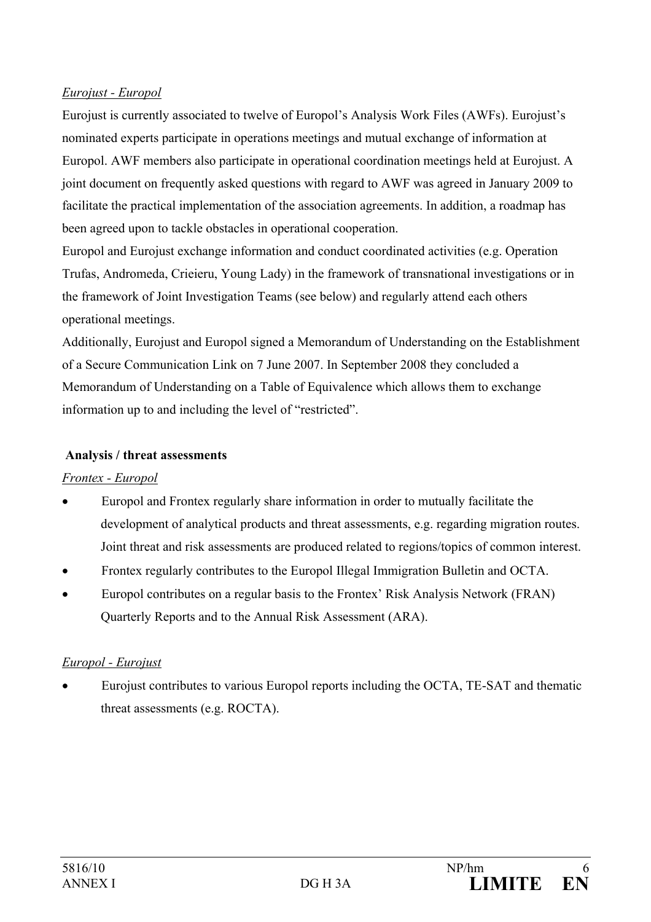*Eurojust - Europol*

Eurojust is currently associated to twelve of Europol's Analysis Work Files (AWFs). Eurojust's nominated experts participate in operations meetings and mutual exchange of information at Europol. AWF members also participate in operational coordination meetings held at Eurojust. A joint document on frequently asked questions with regard to AWF was agreed in January 2009 to facilitate the practical implementation of the association agreements. In addition, a roadmap has been agreed upon to tackle obstacles in operational cooperation.

Europol and Eurojust exchange information and conduct coordinated activities (e.g. Operation Trufas, Andromeda, Crieieru, Young Lady) in the framework of transnational investigations or in the framework of Joint Investigation Teams (see below) and regularly attend each others operational meetings.

Additionally, Eurojust and Europol signed a Memorandum of Understanding on the Establishment of a Secure Communication Link on 7 June 2007. In September 2008 they concluded a Memorandum of Understanding on a Table of Equivalence which allows them to exchange information up to and including the level of "restricted".

**Analysis / threat assessments**

*Frontex - Europol*

- Europol and Frontex regularly share information in order to mutually facilitate the development of analytical products and threat assessments, e.g. regarding migration routes. Joint threat and risk assessments are produced related to regions/topics of common interest.
- Frontex regularly contributes to the Europol Illegal Immigration Bulletin and OCTA.
- Europol contributes on a regular basis to the Frontex' Risk Analysis Network (FRAN) Quarterly Reports and to the Annual Risk Assessment (ARA).

*Europol - Eurojust*

- Eurojust contributes to various Europol reports including the OCTA, TE-SAT and thematic threat assessments (e.g. ROCTA).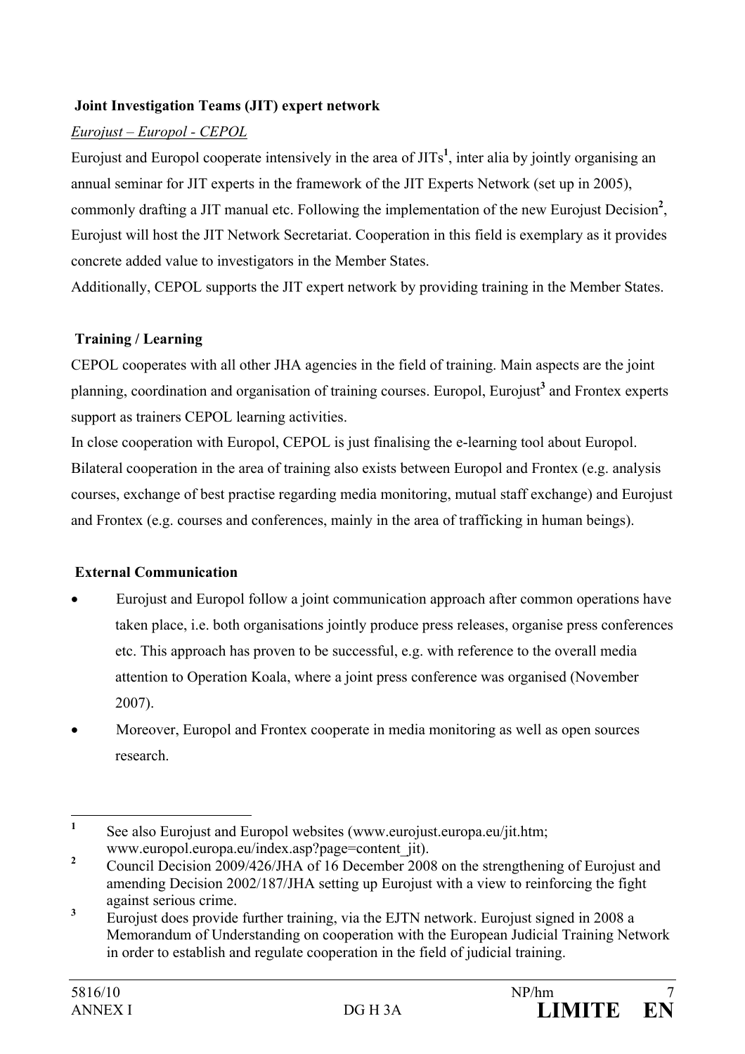**Joint Investigation Teams (JIT) expert network**

*Eurojust – Europol - CEPOL*

Eurojust and Europol cooperate intensively in the area of JITs[1], inter alia by jointly organising an annual seminar for JIT experts in the framework of the JIT Experts Network (set up in 2005), commonly drafting a JIT manual etc. Following the implementation of the new Eurojust Decision[2], Eurojust will host the JIT Network Secretariat. Cooperation in this field is exemplary as it provides concrete added value to investigators in the Member States.

Additionally, CEPOL supports the JIT expert network by providing training in the Member States.

**Training / Learning**

CEPOL cooperates with all other JHA agencies in the field of training. Main aspects are the joint planning, coordination and organisation of training courses. Europol, Eurojust[3] and Frontex experts support as trainers CEPOL learning activities.

In close cooperation with Europol, CEPOL is just finalising the e-learning tool about Europol. Bilateral cooperation in the area of training also exists between Europol and Frontex (e.g. analysis courses, exchange of best practise regarding media monitoring, mutual staff exchange) and Eurojust and Frontex (e.g. courses and conferences, mainly in the area of trafficking in human beings).

**External Communication**

- Eurojust and Europol follow a joint communication approach after common operations have taken place, i.e. both organisations jointly produce press releases, organise press conferences etc. This approach has proven to be successful, e.g. with reference to the overall media attention to Operation Koala, where a joint press conference was organised (November 2007).
- Moreover, Europol and Frontex cooperate in media monitoring as well as open sources research.

---

[1] See also Eurojust and Europol websites (www.eurojust.europa.eu/jit.htm; www.europol.europa.eu/index.asp?page=content_jit).

[2] Council Decision 2009/426/JHA of 16 December 2008 on the strengthening of Eurojust and amending Decision 2002/187/JHA setting up Eurojust with a view to reinforcing the fight against serious crime.

[3] Eurojust does provide further training, via the EJTN network. Eurojust signed in 2008 a Memorandum of Understanding on cooperation with the European Judicial Training Network in order to establish and regulate cooperation in the field of judicial training.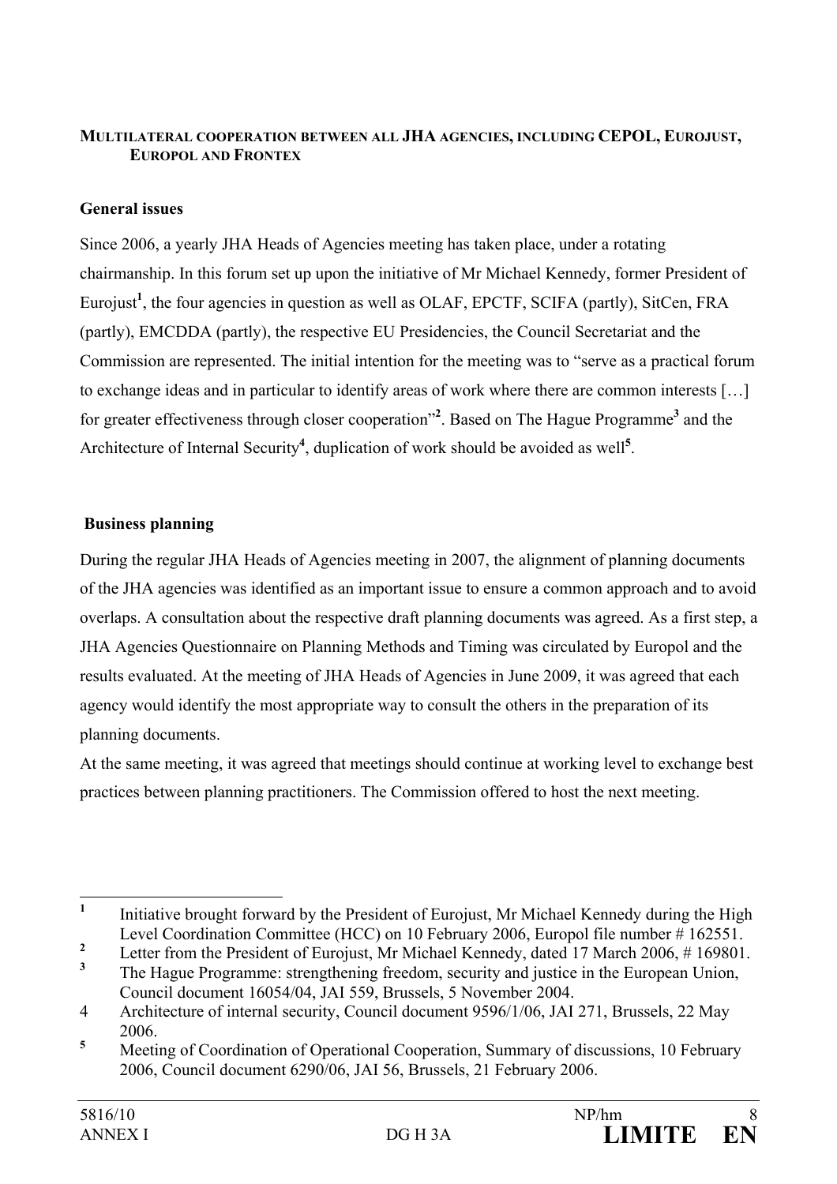**MULTILATERAL COOPERATION BETWEEN ALL JHA AGENCIES, INCLUDING CEPOL, EUROJUST, EUROPOL AND FRONTEX**

**General issues**

Since 2006, a yearly JHA Heads of Agencies meeting has taken place, under a rotating chairmanship. In this forum set up upon the initiative of Mr Michael Kennedy, former President of Eurojust[1], the four agencies in question as well as OLAF, EPCTF, SCIFA (partly), SitCen, FRA (partly), EMCDDA (partly), the respective EU Presidencies, the Council Secretariat and the Commission are represented. The initial intention for the meeting was to "serve as a practical forum to exchange ideas and in particular to identify areas of work where there are common interests […] for greater effectiveness through closer cooperation"[2]. Based on The Hague Programme[3] and the Architecture of Internal Security[4], duplication of work should be avoided as well[5].

**Business planning**

During the regular JHA Heads of Agencies meeting in 2007, the alignment of planning documents of the JHA agencies was identified as an important issue to ensure a common approach and to avoid overlaps. A consultation about the respective draft planning documents was agreed. As a first step, a JHA Agencies Questionnaire on Planning Methods and Timing was circulated by Europol and the results evaluated. At the meeting of JHA Heads of Agencies in June 2009, it was agreed that each agency would identify the most appropriate way to consult the others in the preparation of its planning documents.

At the same meeting, it was agreed that meetings should continue at working level to exchange best practices between planning practitioners. The Commission offered to host the next meeting.

---

[1] Initiative brought forward by the President of Eurojust, Mr Michael Kennedy during the High Level Coordination Committee (HCC) on 10 February 2006, Europol file number # 162551.

[2] Letter from the President of Eurojust, Mr Michael Kennedy, dated 17 March 2006, # 169801.

[3] The Hague Programme: strengthening freedom, security and justice in the European Union, Council document 16054/04, JAI 559, Brussels, 5 November 2004.

[4] Architecture of internal security, Council document 9596/1/06, JAI 271, Brussels, 22 May 2006.

[5] Meeting of Coordination of Operational Cooperation, Summary of discussions, 10 February 2006, Council document 6290/06, JAI 56, Brussels, 21 February 2006.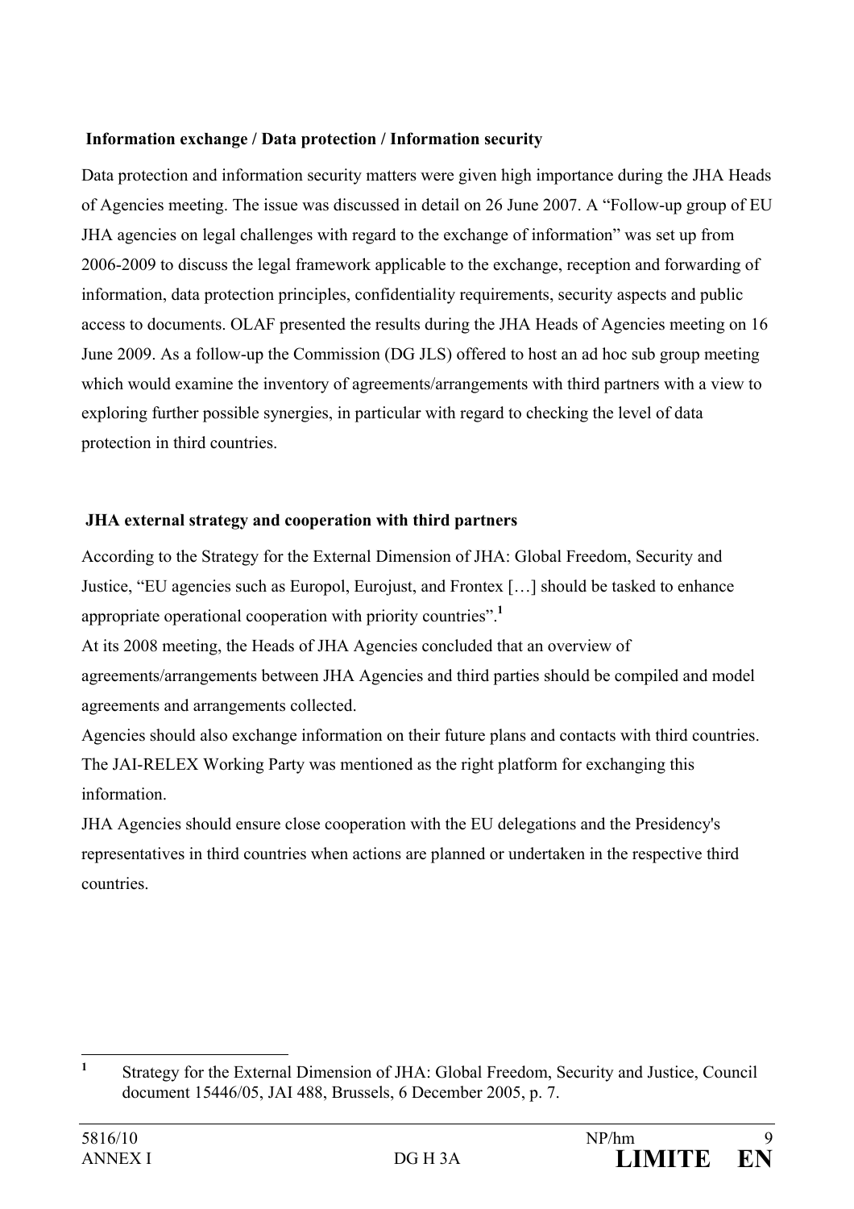**Information exchange / Data protection / Information security**

Data protection and information security matters were given high importance during the JHA Heads of Agencies meeting. The issue was discussed in detail on 26 June 2007. A "Follow-up group of EU JHA agencies on legal challenges with regard to the exchange of information" was set up from 2006-2009 to discuss the legal framework applicable to the exchange, reception and forwarding of information, data protection principles, confidentiality requirements, security aspects and public access to documents. OLAF presented the results during the JHA Heads of Agencies meeting on 16 June 2009. As a follow-up the Commission (DG JLS) offered to host an ad hoc sub group meeting which would examine the inventory of agreements/arrangements with third partners with a view to exploring further possible synergies, in particular with regard to checking the level of data protection in third countries.

**JHA external strategy and cooperation with third partners**

According to the Strategy for the External Dimension of JHA: Global Freedom, Security and Justice, "EU agencies such as Europol, Eurojust, and Frontex […] should be tasked to enhance appropriate operational cooperation with priority countries".[1]

At its 2008 meeting, the Heads of JHA Agencies concluded that an overview of agreements/arrangements between JHA Agencies and third parties should be compiled and model agreements and arrangements collected.

Agencies should also exchange information on their future plans and contacts with third countries. The JAI-RELEX Working Party was mentioned as the right platform for exchanging this information.

JHA Agencies should ensure close cooperation with the EU delegations and the Presidency's representatives in third countries when actions are planned or undertaken in the respective third countries.

---

[1] Strategy for the External Dimension of JHA: Global Freedom, Security and Justice, Council document 15446/05, JAI 488, Brussels, 6 December 2005, p. 7.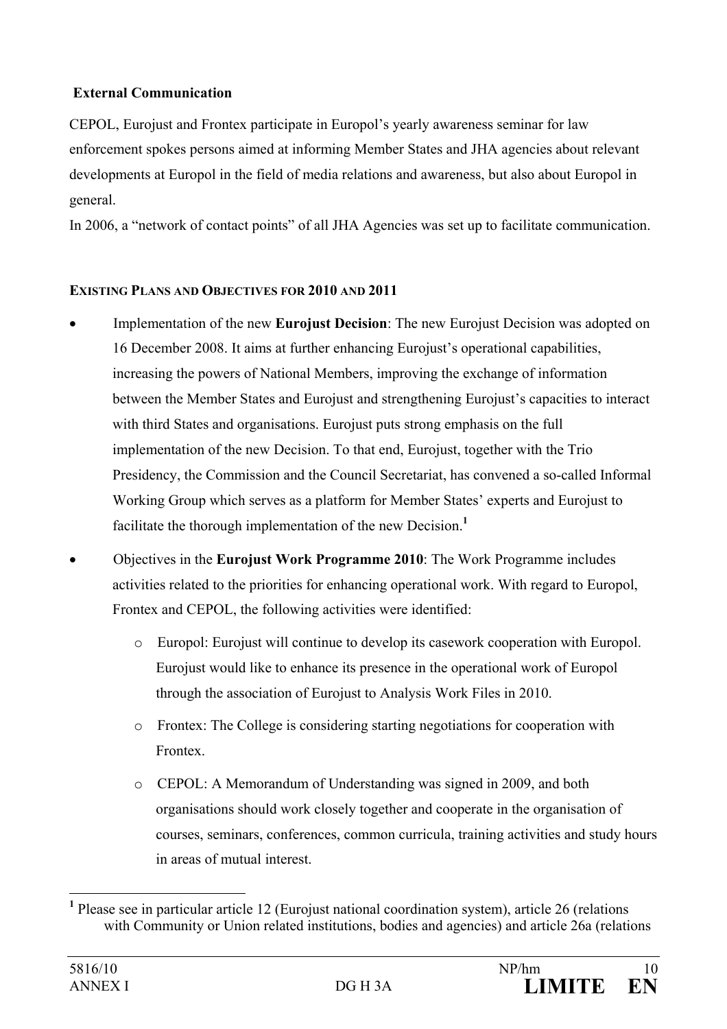**External Communication**

CEPOL, Eurojust and Frontex participate in Europol's yearly awareness seminar for law enforcement spokes persons aimed at informing Member States and JHA agencies about relevant developments at Europol in the field of media relations and awareness, but also about Europol in general.

In 2006, a "network of contact points" of all JHA Agencies was set up to facilitate communication.

**EXISTING PLANS AND OBJECTIVES FOR 2010 AND 2011**

- Implementation of the new **Eurojust Decision**: The new Eurojust Decision was adopted on 16 December 2008. It aims at further enhancing Eurojust's operational capabilities, increasing the powers of National Members, improving the exchange of information between the Member States and Eurojust and strengthening Eurojust's capacities to interact with third States and organisations. Eurojust puts strong emphasis on the full implementation of the new Decision. To that end, Eurojust, together with the Trio Presidency, the Commission and the Council Secretariat, has convened a so-called Informal Working Group which serves as a platform for Member States' experts and Eurojust to facilitate the thorough implementation of the new Decision.[1]
- Objectives in the **Eurojust Work Programme 2010**: The Work Programme includes activities related to the priorities for enhancing operational work. With regard to Europol, Frontex and CEPOL, the following activities were identified:
  - Europol: Eurojust will continue to develop its casework cooperation with Europol. Eurojust would like to enhance its presence in the operational work of Europol through the association of Eurojust to Analysis Work Files in 2010.
  - Frontex: The College is considering starting negotiations for cooperation with Frontex.
  - CEPOL: A Memorandum of Understanding was signed in 2009, and both organisations should work closely together and cooperate in the organisation of courses, seminars, conferences, common curricula, training activities and study hours in areas of mutual interest.

[1] Please see in particular article 12 (Eurojust national coordination system), article 26 (relations with Community or Union related institutions, bodies and agencies) and article 26a (relations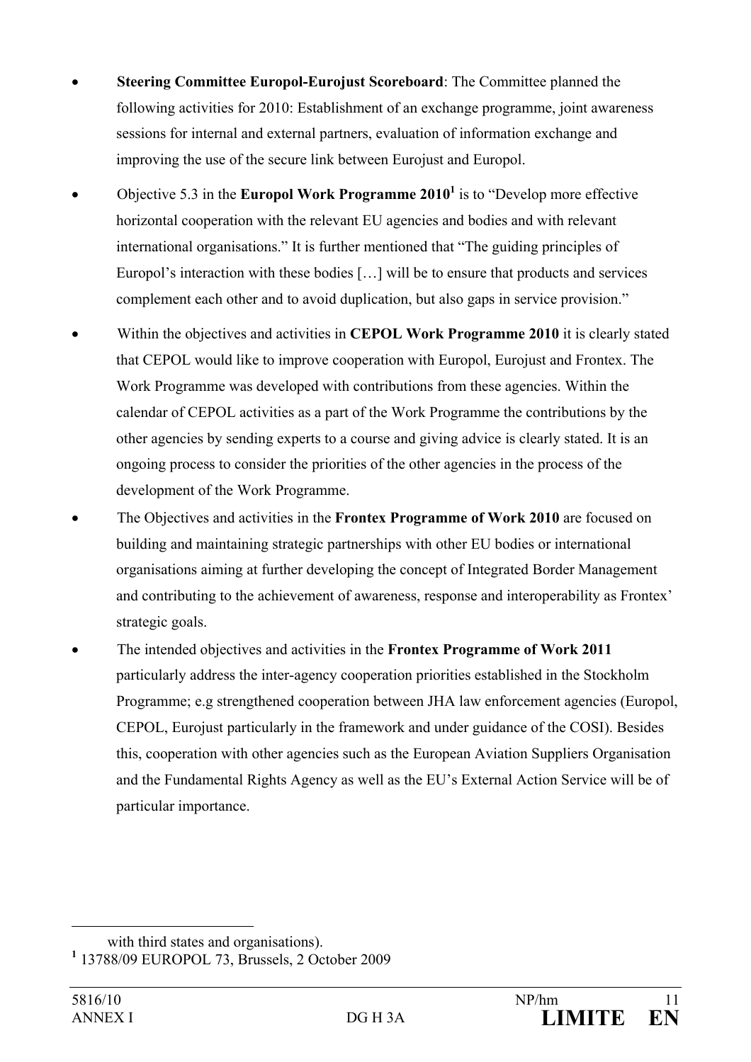- **Steering Committee Europol-Eurojust Scoreboard**: The Committee planned the following activities for 2010: Establishment of an exchange programme, joint awareness sessions for internal and external partners, evaluation of information exchange and improving the use of the secure link between Eurojust and Europol.
- Objective 5.3 in the **Europol Work Programme 2010**[1] is to "Develop more effective horizontal cooperation with the relevant EU agencies and bodies and with relevant international organisations." It is further mentioned that "The guiding principles of Europol's interaction with these bodies […] will be to ensure that products and services complement each other and to avoid duplication, but also gaps in service provision."
- Within the objectives and activities in **CEPOL Work Programme 2010** it is clearly stated that CEPOL would like to improve cooperation with Europol, Eurojust and Frontex. The Work Programme was developed with contributions from these agencies. Within the calendar of CEPOL activities as a part of the Work Programme the contributions by the other agencies by sending experts to a course and giving advice is clearly stated. It is an ongoing process to consider the priorities of the other agencies in the process of the development of the Work Programme.
- The Objectives and activities in the **Frontex Programme of Work 2010** are focused on building and maintaining strategic partnerships with other EU bodies or international organisations aiming at further developing the concept of Integrated Border Management and contributing to the achievement of awareness, response and interoperability as Frontex' strategic goals.
- The intended objectives and activities in the **Frontex Programme of Work 2011** particularly address the inter-agency cooperation priorities established in the Stockholm Programme; e.g strengthened cooperation between JHA law enforcement agencies (Europol, CEPOL, Eurojust particularly in the framework and under guidance of the COSI). Besides this, cooperation with other agencies such as the European Aviation Suppliers Organisation and the Fundamental Rights Agency as well as the EU's External Action Service will be of particular importance.

---

with third states and organisations).

[1] 13788/09 EUROPOL 73, Brussels, 2 October 2009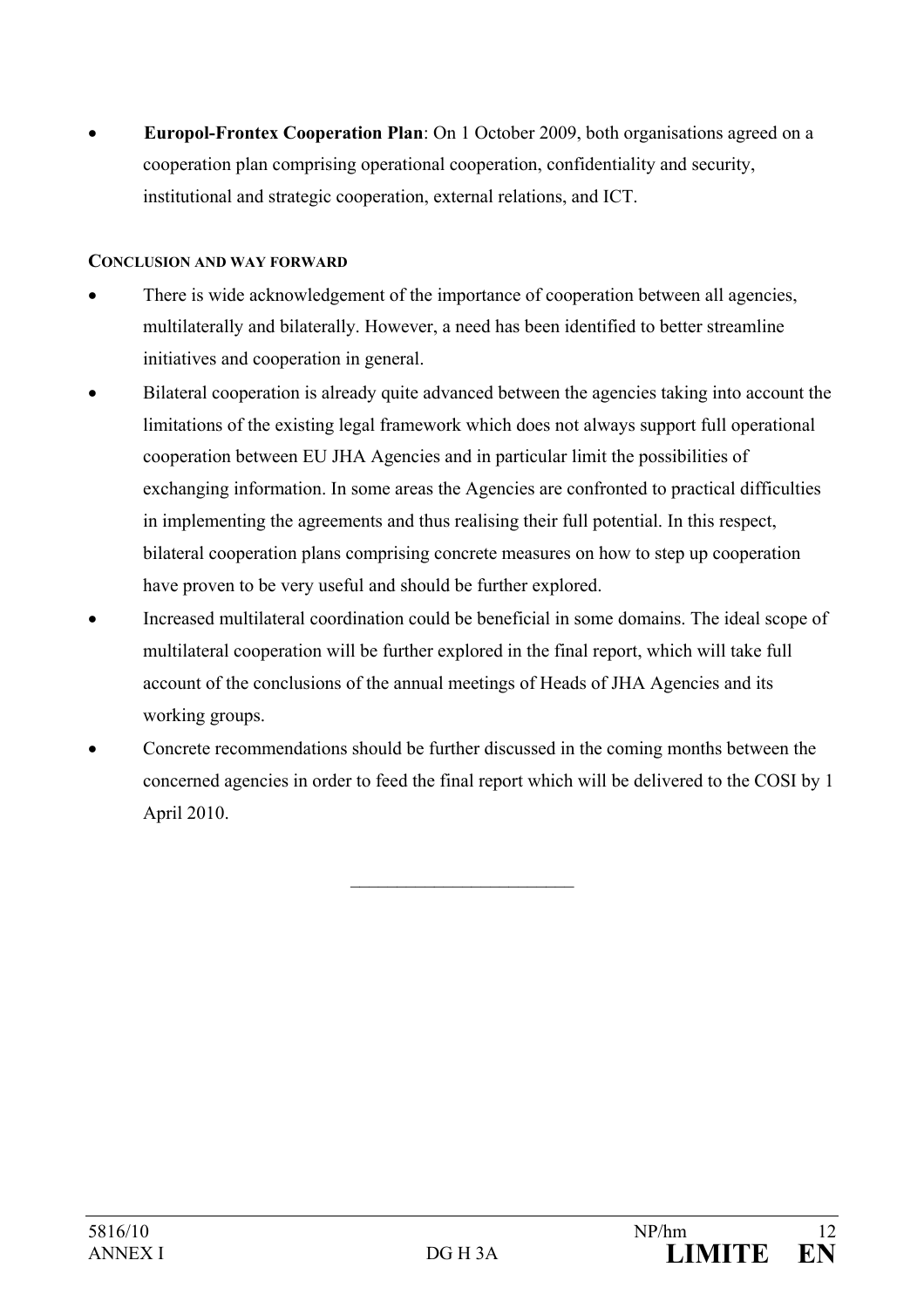- **Europol-Frontex Cooperation Plan**: On 1 October 2009, both organisations agreed on a cooperation plan comprising operational cooperation, confidentiality and security, institutional and strategic cooperation, external relations, and ICT.

**CONCLUSION AND WAY FORWARD**

- There is wide acknowledgement of the importance of cooperation between all agencies, multilaterally and bilaterally. However, a need has been identified to better streamline initiatives and cooperation in general.
- Bilateral cooperation is already quite advanced between the agencies taking into account the limitations of the existing legal framework which does not always support full operational cooperation between EU JHA Agencies and in particular limit the possibilities of exchanging information. In some areas the Agencies are confronted to practical difficulties in implementing the agreements and thus realising their full potential. In this respect, bilateral cooperation plans comprising concrete measures on how to step up cooperation have proven to be very useful and should be further explored.
- Increased multilateral coordination could be beneficial in some domains. The ideal scope of multilateral cooperation will be further explored in the final report, which will take full account of the conclusions of the annual meetings of Heads of JHA Agencies and its working groups.
- Concrete recommendations should be further discussed in the coming months between the concerned agencies in order to feed the final report which will be delivered to the COSI by 1 April 2010.

---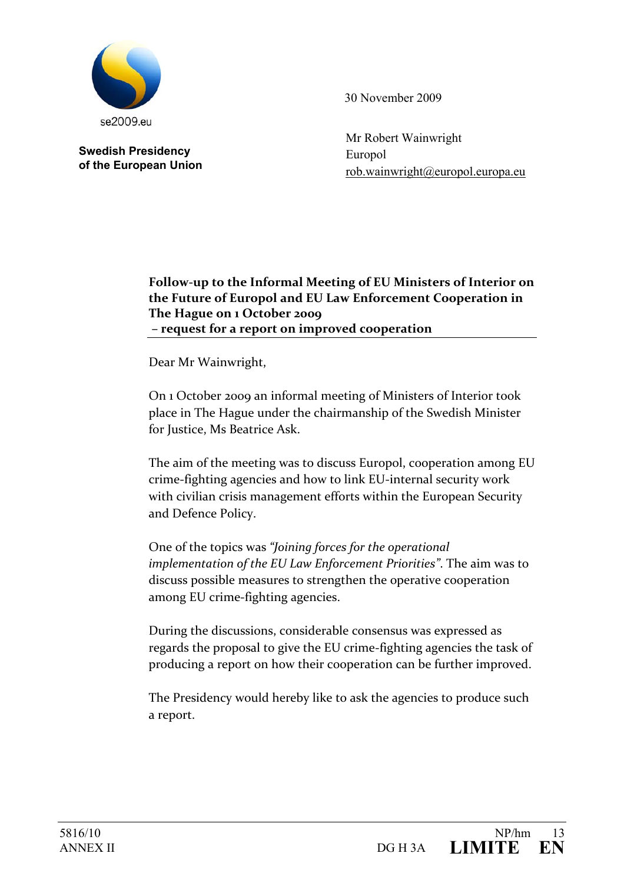se2009.eu

**Swedish Presidency of the European Union**

30 November 2009

Mr Robert Wainwright
Europol
rob.wainwright@europol.europa.eu

**Follow-up to the Informal Meeting of EU Ministers of Interior on the Future of Europol and EU Law Enforcement Cooperation in The Hague on 1 October 2009**
**– request for a report on improved cooperation**

Dear Mr Wainwright,

On 1 October 2009 an informal meeting of Ministers of Interior took place in The Hague under the chairmanship of the Swedish Minister for Justice, Ms Beatrice Ask.

The aim of the meeting was to discuss Europol, cooperation among EU crime-fighting agencies and how to link EU-internal security work with civilian crisis management efforts within the European Security and Defence Policy.

One of the topics was *"Joining forces for the operational implementation of the EU Law Enforcement Priorities"*. The aim was to discuss possible measures to strengthen the operative cooperation among EU crime-fighting agencies.

During the discussions, considerable consensus was expressed as regards the proposal to give the EU crime-fighting agencies the task of producing a report on how their cooperation can be further improved.

The Presidency would hereby like to ask the agencies to produce such a report.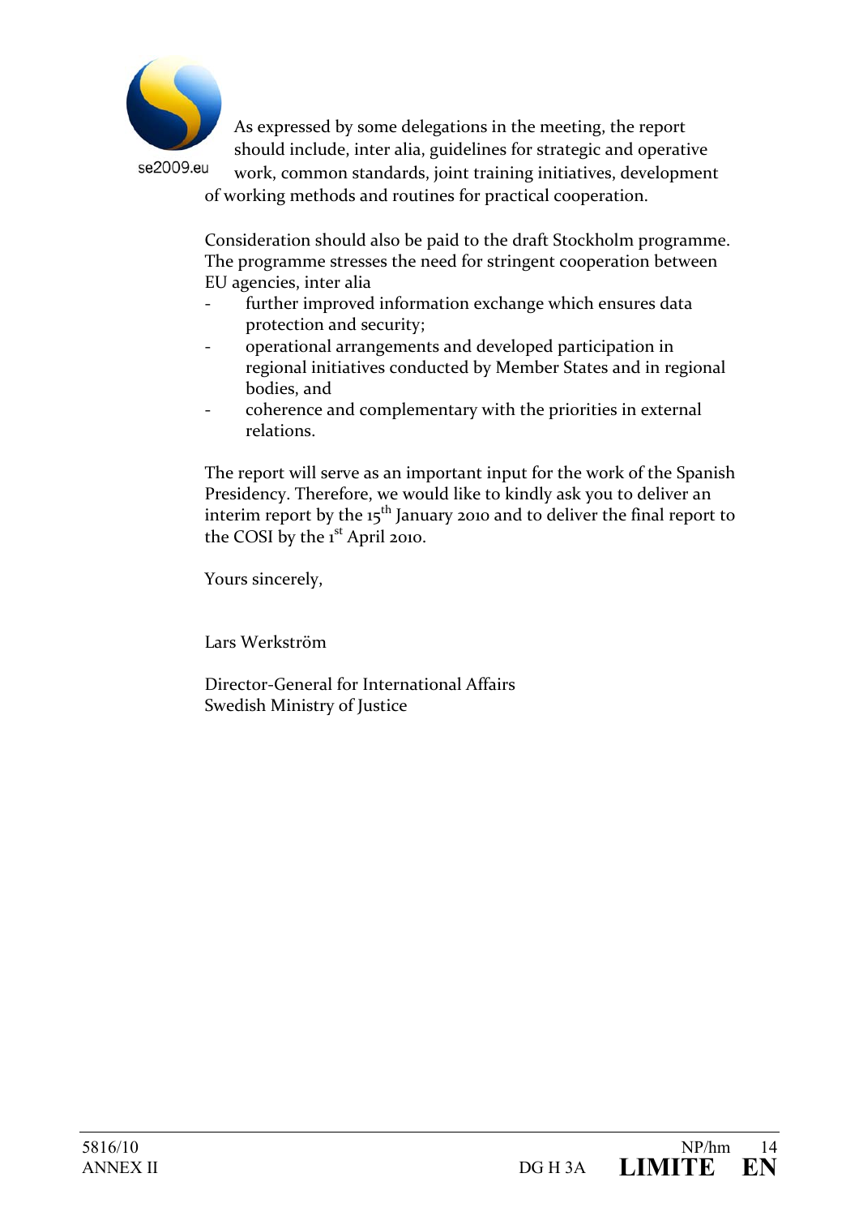As expressed by some delegations in the meeting, the report should include, inter alia, guidelines for strategic and operative work, common standards, joint training initiatives, development of working methods and routines for practical cooperation.

Consideration should also be paid to the draft Stockholm programme. The programme stresses the need for stringent cooperation between EU agencies, inter alia

- further improved information exchange which ensures data protection and security;
- operational arrangements and developed participation in regional initiatives conducted by Member States and in regional bodies, and
- coherence and complementary with the priorities in external relations.

The report will serve as an important input for the work of the Spanish Presidency. Therefore, we would like to kindly ask you to deliver an interim report by the 15th January 2010 and to deliver the final report to the COSI by the 1st April 2010.

Yours sincerely,

Lars Werkström

Director-General for International Affairs
Swedish Ministry of Justice